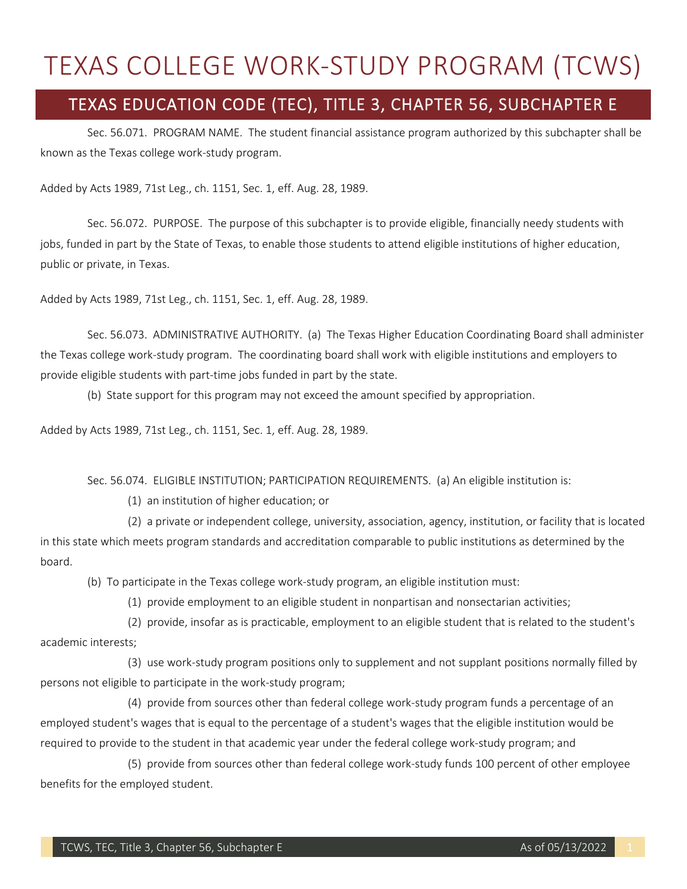# TEXAS COLLEGE WORK-STUDY PROGRAM (TCWS)

## TEXAS EDUCATION CODE (TEC), TITLE 3, CHAPTER 56, SUBCHAPTER E

Sec. 56.071. PROGRAM NAME. The student financial assistance program authorized by this subchapter shall be known as the Texas college work-study program.

Added by Acts 1989, 71st Leg., ch. 1151, Sec. 1, eff. Aug. 28, 1989.

Sec. 56.072. PURPOSE. The purpose of this subchapter is to provide eligible, financially needy students with jobs, funded in part by the State of Texas, to enable those students to attend eligible institutions of higher education, public or private, in Texas.

Added by Acts 1989, 71st Leg., ch. 1151, Sec. 1, eff. Aug. 28, 1989.

Sec. 56.073. ADMINISTRATIVE AUTHORITY. (a) The Texas Higher Education Coordinating Board shall administer the Texas college work-study program. The coordinating board shall work with eligible institutions and employers to provide eligible students with part-time jobs funded in part by the state.

(b) State support for this program may not exceed the amount specified by appropriation.

Added by Acts 1989, 71st Leg., ch. 1151, Sec. 1, eff. Aug. 28, 1989.

Sec. 56.074. ELIGIBLE INSTITUTION; PARTICIPATION REQUIREMENTS. (a) An eligible institution is:

(1) an institution of higher education; or

(2) a private or independent college, university, association, agency, institution, or facility that is located in this state which meets program standards and accreditation comparable to public institutions as determined by the board.

(b) To participate in the Texas college work-study program, an eligible institution must:

(1) provide employment to an eligible student in nonpartisan and nonsectarian activities;

(2) provide, insofar as is practicable, employment to an eligible student that is related to the student's academic interests;

(3) use work-study program positions only to supplement and not supplant positions normally filled by persons not eligible to participate in the work-study program;

(4) provide from sources other than federal college work-study program funds a percentage of an employed student's wages that is equal to the percentage of a student's wages that the eligible institution would be required to provide to the student in that academic year under the federal college work-study program; and

(5) provide from sources other than federal college work-study funds 100 percent of other employee benefits for the employed student.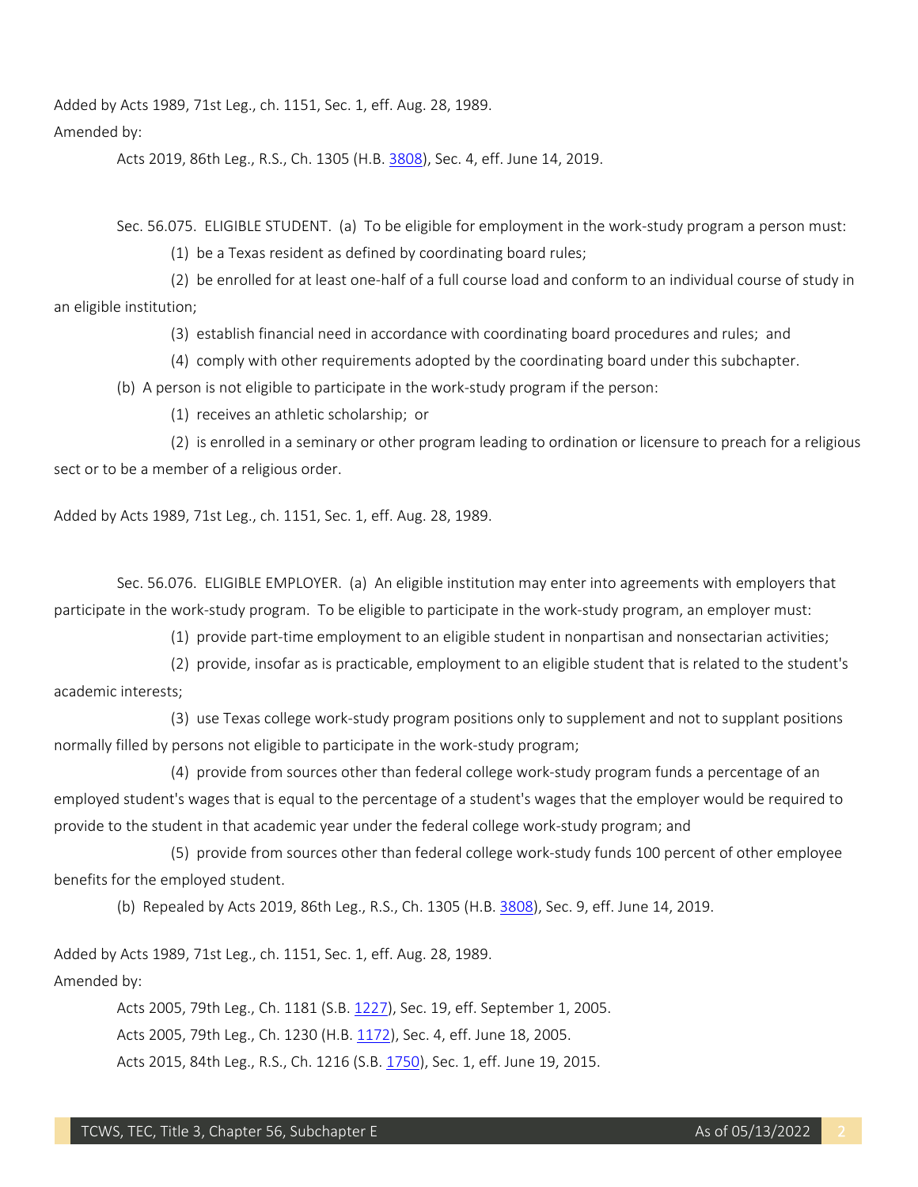Added by Acts 1989, 71st Leg., ch. 1151, Sec. 1, eff. Aug. 28, 1989.

Amended by:

Acts 2019, 86th Leg., R.S., Ch. 1305 (H.B. 3808), Sec. 4, eff. June 14, 2019.

Sec. 56.075. ELIGIBLE STUDENT. (a) To be eligible for employment in the work-study program a person must:

(1) be a Texas resident as defined by coordinating board rules;

(2) be enrolled for at least one-half of a full course load and conform to an individual course of study in an eligible institution;

(3) establish financial need in accordance with coordinating board procedures and rules; and

(4) comply with other requirements adopted by the coordinating board under this subchapter.

(b) A person is not eligible to participate in the work-study program if the person:

(1) receives an athletic scholarship; or

(2) is enrolled in a seminary or other program leading to ordination or licensure to preach for a religious sect or to be a member of a religious order.

Added by Acts 1989, 71st Leg., ch. 1151, Sec. 1, eff. Aug. 28, 1989.

Sec. 56.076. ELIGIBLE EMPLOYER. (a) An eligible institution may enter into agreements with employers that participate in the work-study program. To be eligible to participate in the work-study program, an employer must:

(1) provide part-time employment to an eligible student in nonpartisan and nonsectarian activities;

(2) provide, insofar as is practicable, employment to an eligible student that is related to the student's academic interests;

(3) use Texas college work-study program positions only to supplement and not to supplant positions normally filled by persons not eligible to participate in the work-study program;

(4) provide from sources other than federal college work-study program funds a percentage of an employed student's wages that is equal to the percentage of a student's wages that the employer would be required to provide to the student in that academic year under the federal college work-study program; and

(5) provide from sources other than federal college work-study funds 100 percent of other employee benefits for the employed student.

(b) Repealed by Acts 2019, 86th Leg., R.S., Ch. 1305 (H.B. 3808), Sec. 9, eff. June 14, 2019.

Added by Acts 1989, 71st Leg., ch. 1151, Sec. 1, eff. Aug. 28, 1989.

Amended by:

Acts 2005, 79th Leg., Ch. 1181 (S.B. 1227), Sec. 19, eff. September 1, 2005.

Acts 2005, 79th Leg., Ch. 1230 (H.B. 1172), Sec. 4, eff. June 18, 2005.

Acts 2015, 84th Leg., R.S., Ch. 1216 (S.B. 1750), Sec. 1, eff. June 19, 2015.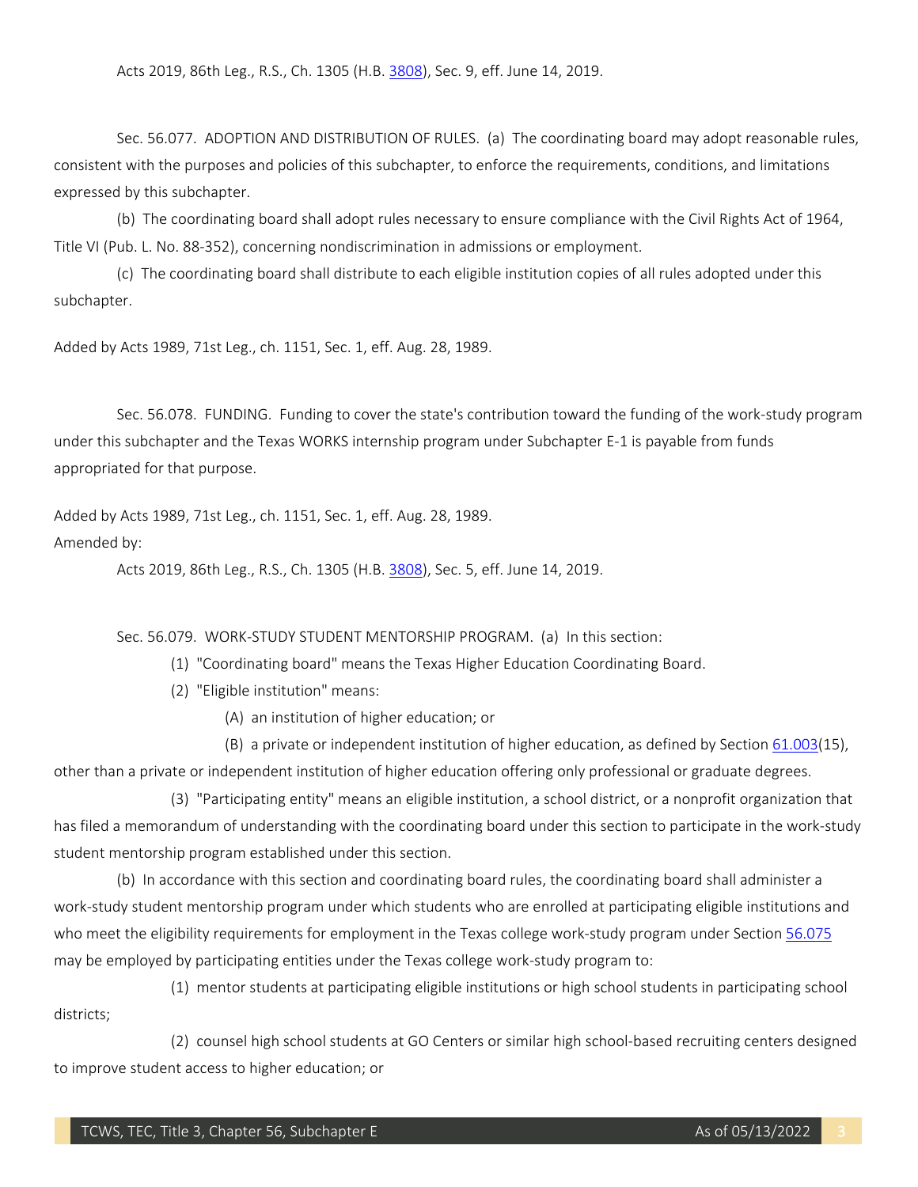Acts 2019, 86th Leg., R.S., Ch. 1305 (H.B. 3808), Sec. 9, eff. June 14, 2019.

Sec. 56.077. ADOPTION AND DISTRIBUTION OF RULES. (a) The coordinating board may adopt reasonable rules, consistent with the purposes and policies of this subchapter, to enforce the requirements, conditions, and limitations expressed by this subchapter.

(b) The coordinating board shall adopt rules necessary to ensure compliance with the Civil Rights Act of 1964, Title VI (Pub. L. No. 88-352), concerning nondiscrimination in admissions or employment.

(c) The coordinating board shall distribute to each eligible institution copies of all rules adopted under this subchapter.

Added by Acts 1989, 71st Leg., ch. 1151, Sec. 1, eff. Aug. 28, 1989.

Sec. 56.078. FUNDING. Funding to cover the state's contribution toward the funding of the work-study program under this subchapter and the Texas WORKS internship program under Subchapter E-1 is payable from funds appropriated for that purpose.

Added by Acts 1989, 71st Leg., ch. 1151, Sec. 1, eff. Aug. 28, 1989.
Amended by:

Acts 2019, 86th Leg., R.S., Ch. 1305 (H.B. 3808), Sec. 5, eff. June 14, 2019.

Sec. 56.079. WORK-STUDY STUDENT MENTORSHIP PROGRAM. (a) In this section:

(1) "Coordinating board" means the Texas Higher Education Coordinating Board.

(2) "Eligible institution" means:

(A) an institution of higher education; or

(B) a private or independent institution of higher education, as defined by Section 61.003(15), other than a private or independent institution of higher education offering only professional or graduate degrees.

(3) "Participating entity" means an eligible institution, a school district, or a nonprofit organization that has filed a memorandum of understanding with the coordinating board under this section to participate in the work-study student mentorship program established under this section.

(b) In accordance with this section and coordinating board rules, the coordinating board shall administer a work-study student mentorship program under which students who are enrolled at participating eligible institutions and who meet the eligibility requirements for employment in the Texas college work-study program under Section 56.075 may be employed by participating entities under the Texas college work-study program to:

(1) mentor students at participating eligible institutions or high school students in participating school districts;

(2) counsel high school students at GO Centers or similar high school-based recruiting centers designed to improve student access to higher education; or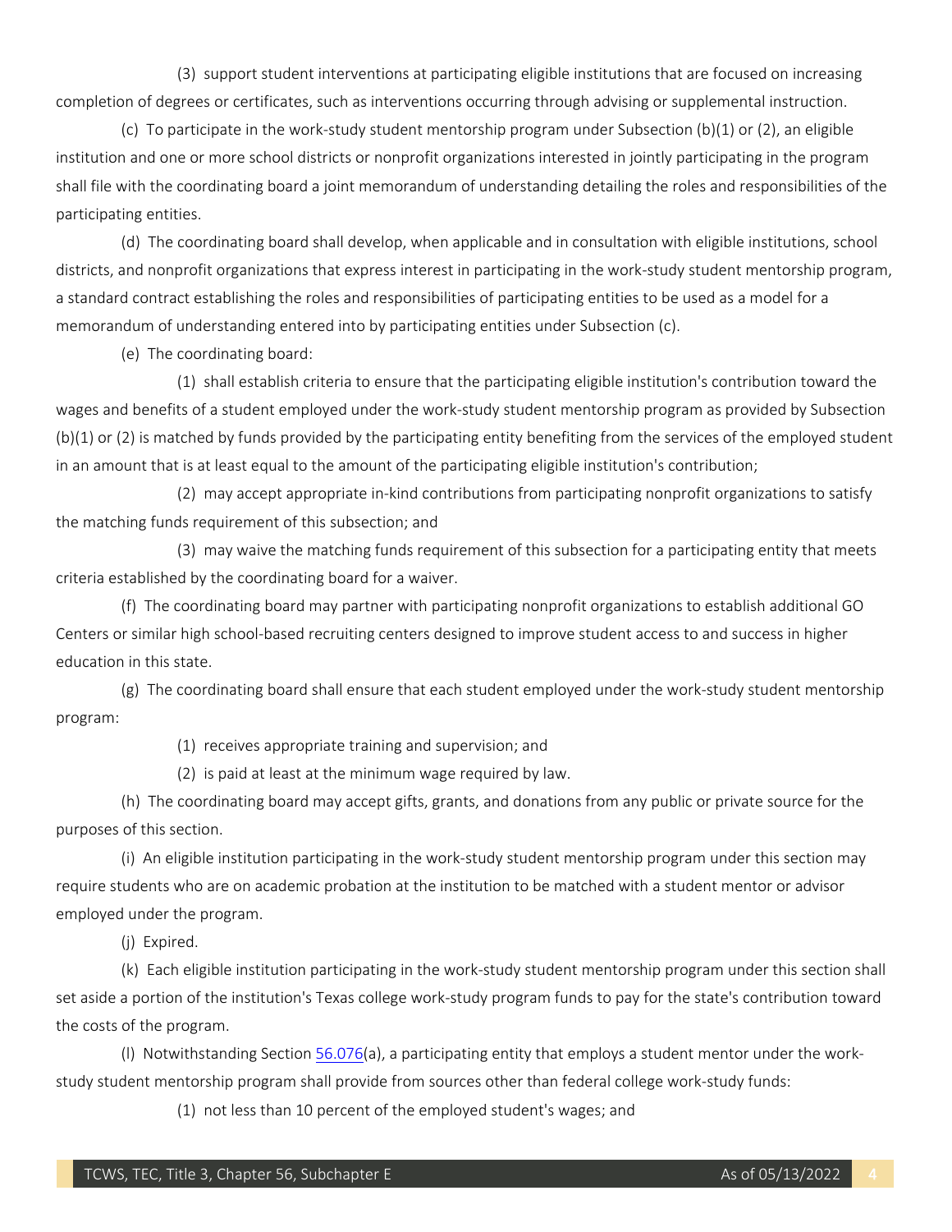(3) support student interventions at participating eligible institutions that are focused on increasing completion of degrees or certificates, such as interventions occurring through advising or supplemental instruction.

(c) To participate in the work-study student mentorship program under Subsection (b)(1) or (2), an eligible institution and one or more school districts or nonprofit organizations interested in jointly participating in the program shall file with the coordinating board a joint memorandum of understanding detailing the roles and responsibilities of the participating entities.

(d) The coordinating board shall develop, when applicable and in consultation with eligible institutions, school districts, and nonprofit organizations that express interest in participating in the work-study student mentorship program, a standard contract establishing the roles and responsibilities of participating entities to be used as a model for a memorandum of understanding entered into by participating entities under Subsection (c).

(e) The coordinating board:

(1) shall establish criteria to ensure that the participating eligible institution's contribution toward the wages and benefits of a student employed under the work-study student mentorship program as provided by Subsection (b)(1) or (2) is matched by funds provided by the participating entity benefiting from the services of the employed student in an amount that is at least equal to the amount of the participating eligible institution's contribution;

(2) may accept appropriate in-kind contributions from participating nonprofit organizations to satisfy the matching funds requirement of this subsection; and

(3) may waive the matching funds requirement of this subsection for a participating entity that meets criteria established by the coordinating board for a waiver.

(f) The coordinating board may partner with participating nonprofit organizations to establish additional GO Centers or similar high school-based recruiting centers designed to improve student access to and success in higher education in this state.

(g) The coordinating board shall ensure that each student employed under the work-study student mentorship program:

(1) receives appropriate training and supervision; and

(2) is paid at least at the minimum wage required by law.

(h) The coordinating board may accept gifts, grants, and donations from any public or private source for the purposes of this section.

(i) An eligible institution participating in the work-study student mentorship program under this section may require students who are on academic probation at the institution to be matched with a student mentor or advisor employed under the program.

(j) Expired.

(k) Each eligible institution participating in the work-study student mentorship program under this section shall set aside a portion of the institution's Texas college work-study program funds to pay for the state's contribution toward the costs of the program.

(l) Notwithstanding Section 56.076(a), a participating entity that employs a student mentor under the work-study student mentorship program shall provide from sources other than federal college work-study funds:

(1) not less than 10 percent of the employed student's wages; and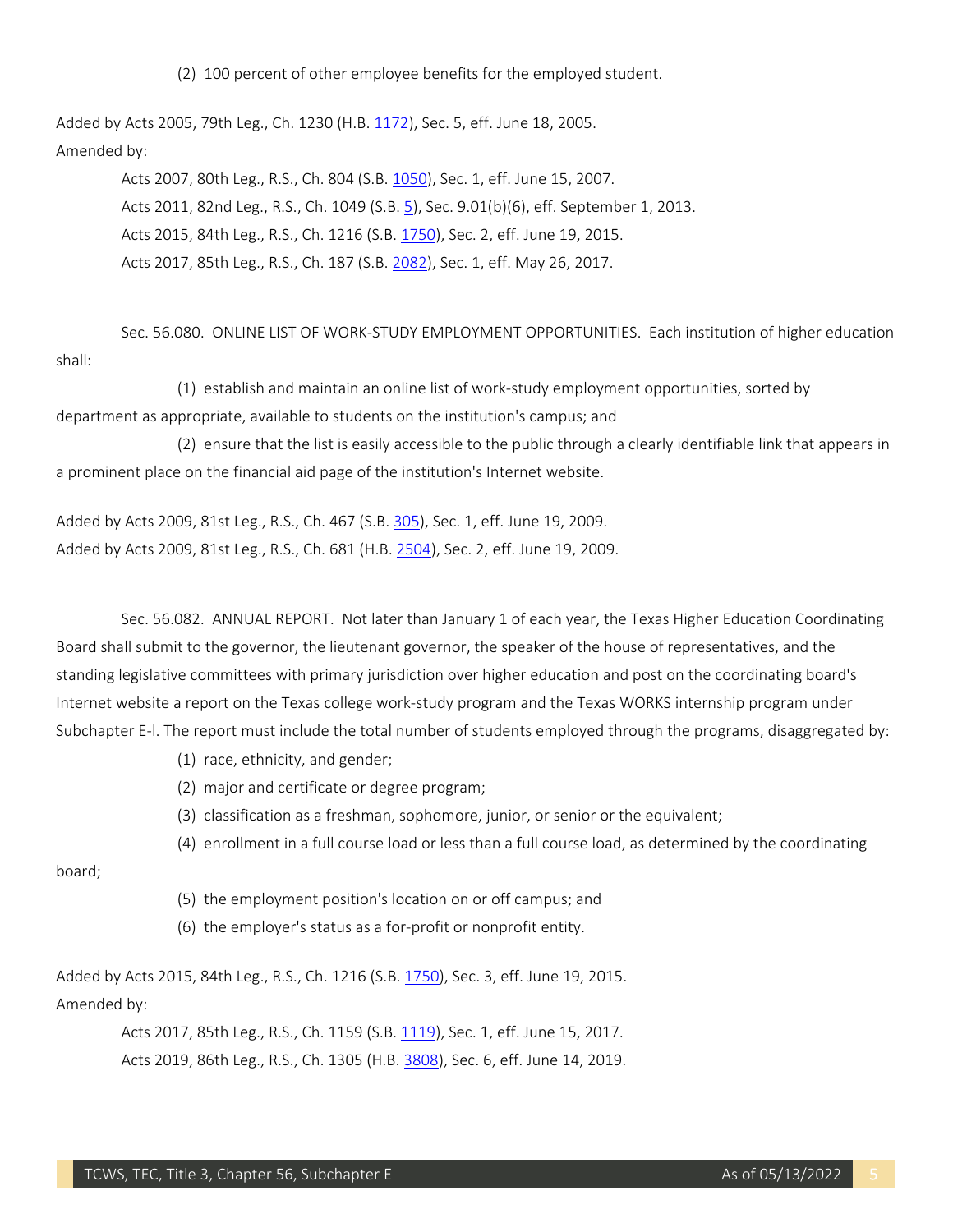(2) 100 percent of other employee benefits for the employed student.

Added by Acts 2005, 79th Leg., Ch. 1230 (H.B. 1172), Sec. 5, eff. June 18, 2005.
Amended by:

Acts 2007, 80th Leg., R.S., Ch. 804 (S.B. 1050), Sec. 1, eff. June 15, 2007.
Acts 2011, 82nd Leg., R.S., Ch. 1049 (S.B. 5), Sec. 9.01(b)(6), eff. September 1, 2013.
Acts 2015, 84th Leg., R.S., Ch. 1216 (S.B. 1750), Sec. 2, eff. June 19, 2015.
Acts 2017, 85th Leg., R.S., Ch. 187 (S.B. 2082), Sec. 1, eff. May 26, 2017.

Sec. 56.080. ONLINE LIST OF WORK-STUDY EMPLOYMENT OPPORTUNITIES. Each institution of higher education shall:

(1) establish and maintain an online list of work-study employment opportunities, sorted by department as appropriate, available to students on the institution's campus; and

(2) ensure that the list is easily accessible to the public through a clearly identifiable link that appears in a prominent place on the financial aid page of the institution's Internet website.

Added by Acts 2009, 81st Leg., R.S., Ch. 467 (S.B. 305), Sec. 1, eff. June 19, 2009.
Added by Acts 2009, 81st Leg., R.S., Ch. 681 (H.B. 2504), Sec. 2, eff. June 19, 2009.

Sec. 56.082. ANNUAL REPORT. Not later than January 1 of each year, the Texas Higher Education Coordinating Board shall submit to the governor, the lieutenant governor, the speaker of the house of representatives, and the standing legislative committees with primary jurisdiction over higher education and post on the coordinating board's Internet website a report on the Texas college work-study program and the Texas WORKS internship program under Subchapter E-l. The report must include the total number of students employed through the programs, disaggregated by:

(1) race, ethnicity, and gender;

(2) major and certificate or degree program;

(3) classification as a freshman, sophomore, junior, or senior or the equivalent;

(4) enrollment in a full course load or less than a full course load, as determined by the coordinating board;

(5) the employment position's location on or off campus; and

(6) the employer's status as a for-profit or nonprofit entity.

Added by Acts 2015, 84th Leg., R.S., Ch. 1216 (S.B. 1750), Sec. 3, eff. June 19, 2015.
Amended by:

Acts 2017, 85th Leg., R.S., Ch. 1159 (S.B. 1119), Sec. 1, eff. June 15, 2017.
Acts 2019, 86th Leg., R.S., Ch. 1305 (H.B. 3808), Sec. 6, eff. June 14, 2019.